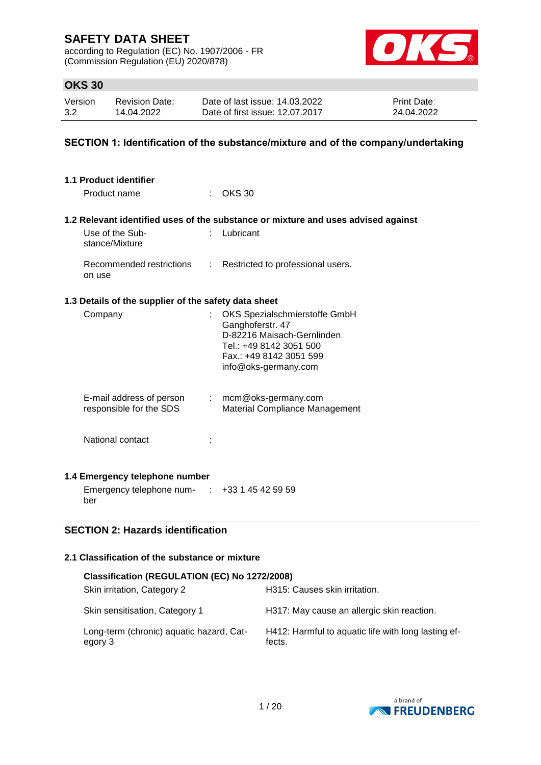# SAFETY DATA SHEET

according to Regulation (EC) No. 1907/2006 - FR
(Commission Regulation (EU) 2020/878)

## OKS 30

| Version | Revision Date: | Date of last issue: 14.03.2022 | Print Date: |
|---|---|---|---|
| 3.2 | 14.04.2022 | Date of first issue: 12.07.2017 | 24.04.2022 |

## SECTION 1: Identification of the substance/mixture and of the company/undertaking

### 1.1 Product identifier

Product name : OKS 30

### 1.2 Relevant identified uses of the substance or mixture and uses advised against

Use of the Substance/Mixture : Lubricant

Recommended restrictions on use : Restricted to professional users.

### 1.3 Details of the supplier of the safety data sheet

Company : OKS Spezialschmierstoffe GmbH
Ganghoferstr. 47
D-82216 Maisach-Gernlinden
Tel.: +49 8142 3051 500
Fax.: +49 8142 3051 599
info@oks-germany.com

E-mail address of person responsible for the SDS : mcm@oks-germany.com
Material Compliance Management

National contact :

### 1.4 Emergency telephone number

Emergency telephone number : +33 1 45 42 59 59

## SECTION 2: Hazards identification

### 2.1 Classification of the substance or mixture

**Classification (REGULATION (EC) No 1272/2008)**

| | |
|---|---|
| Skin irritation, Category 2 | H315: Causes skin irritation. |
| Skin sensitisation, Category 1 | H317: May cause an allergic skin reaction. |
| Long-term (chronic) aquatic hazard, Category 3 | H412: Harmful to aquatic life with long lasting effects. |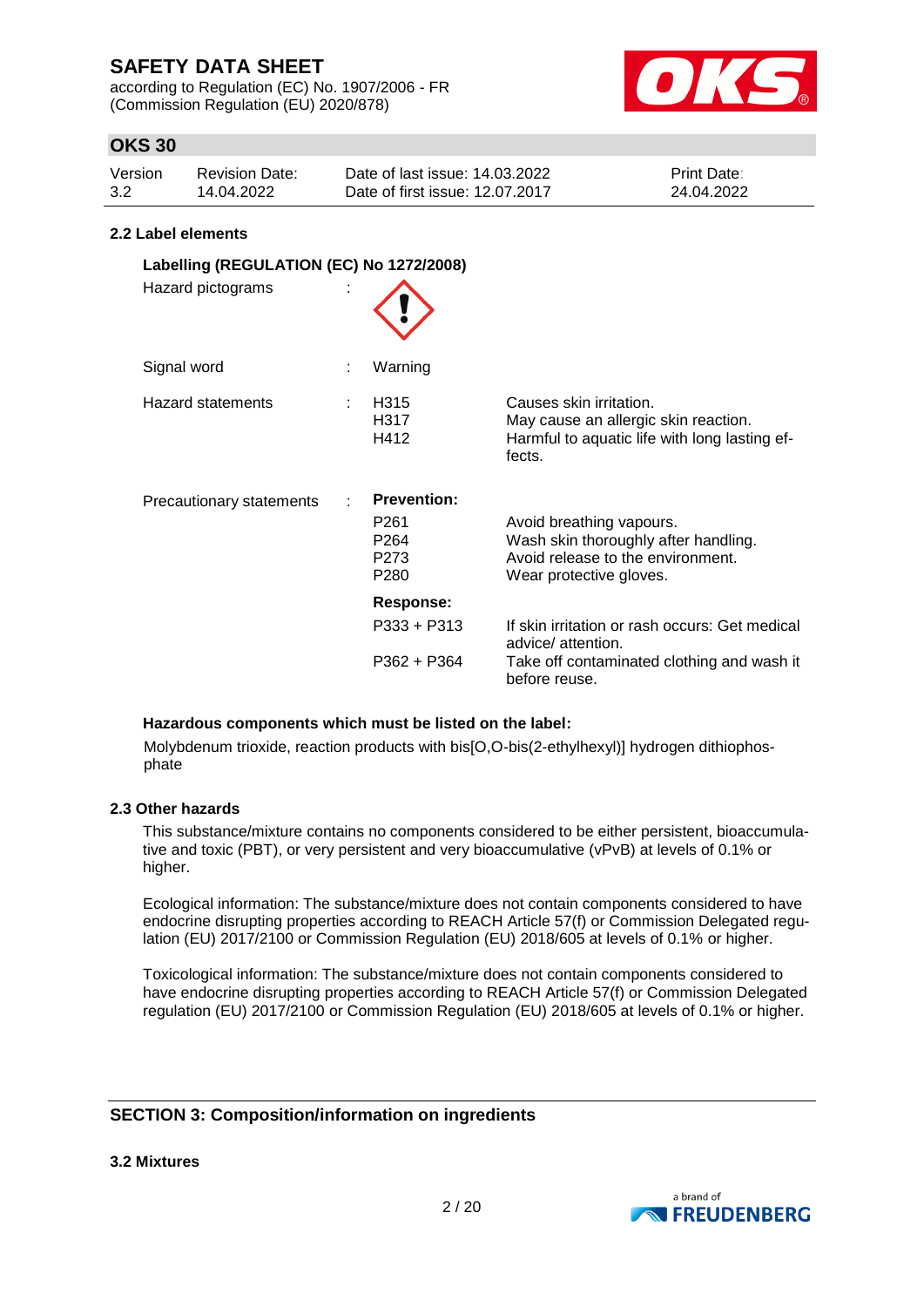### 2.2 Label elements

**Labelling (REGULATION (EC) No 1272/2008)**

| | | | |
|---|---|---|---|
| Hazard pictograms | : | | |
| Signal word | : | Warning | |
| Hazard statements | : | H315<br>H317<br>H412 | Causes skin irritation.<br>May cause an allergic skin reaction.<br>Harmful to aquatic life with long lasting effects. |
| Precautionary statements | : | **Prevention:** | |
| | | P261<br>P264<br>P273<br>P280 | Avoid breathing vapours.<br>Wash skin thoroughly after handling.<br>Avoid release to the environment.<br>Wear protective gloves. |
| | | **Response:** | |
| | | P333 + P313 | If skin irritation or rash occurs: Get medical advice/ attention. |
| | | P362 + P364 | Take off contaminated clothing and wash it before reuse. |

**Hazardous components which must be listed on the label:**

Molybdenum trioxide, reaction products with bis[O,O-bis(2-ethylhexyl)] hydrogen dithiophosphate

### 2.3 Other hazards

This substance/mixture contains no components considered to be either persistent, bioaccumulative and toxic (PBT), or very persistent and very bioaccumulative (vPvB) at levels of 0.1% or higher.

Ecological information: The substance/mixture does not contain components considered to have endocrine disrupting properties according to REACH Article 57(f) or Commission Delegated regulation (EU) 2017/2100 or Commission Regulation (EU) 2018/605 at levels of 0.1% or higher.

Toxicological information: The substance/mixture does not contain components considered to have endocrine disrupting properties according to REACH Article 57(f) or Commission Delegated regulation (EU) 2017/2100 or Commission Regulation (EU) 2018/605 at levels of 0.1% or higher.

## SECTION 3: Composition/information on ingredients

### 3.2 Mixtures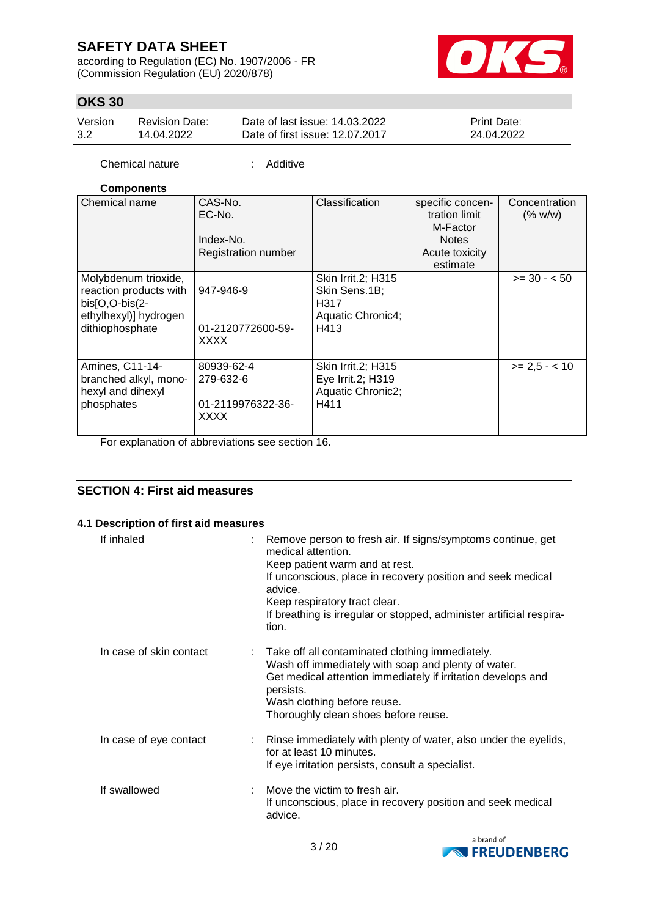Chemical nature : Additive

**Components**

| Chemical name | CAS-No.<br>EC-No.<br><br>Index-No.<br>Registration number | Classification | specific concentration limit<br>M-Factor<br>Notes<br>Acute toxicity estimate | Concentration (% w/w) |
|---|---|---|---|---|
| Molybdenum trioxide, reaction products with bis[O,O-bis(2-ethylhexyl)] hydrogen dithiophosphate | 947-946-9<br><br>01-2120772600-59-XXXX | Skin Irrit.2; H315<br>Skin Sens.1B; H317<br>Aquatic Chronic4; H413 | | >= 30 - < 50 |
| Amines, C11-14-branched alkyl, mono-hexyl and dihexyl phosphates | 80939-62-4<br>279-632-6<br><br>01-2119976322-36-XXXX | Skin Irrit.2; H315<br>Eye Irrit.2; H319<br>Aquatic Chronic2; H411 | | >= 2,5 - < 10 |

For explanation of abbreviations see section 16.

## SECTION 4: First aid measures

### 4.1 Description of first aid measures

If inhaled : Remove person to fresh air. If signs/symptoms continue, get medical attention.
Keep patient warm and at rest.
If unconscious, place in recovery position and seek medical advice.
Keep respiratory tract clear.
If breathing is irregular or stopped, administer artificial respiration.

In case of skin contact : Take off all contaminated clothing immediately.
Wash off immediately with soap and plenty of water.
Get medical attention immediately if irritation develops and persists.
Wash clothing before reuse.
Thoroughly clean shoes before reuse.

In case of eye contact : Rinse immediately with plenty of water, also under the eyelids, for at least 10 minutes.
If eye irritation persists, consult a specialist.

If swallowed : Move the victim to fresh air.
If unconscious, place in recovery position and seek medical advice.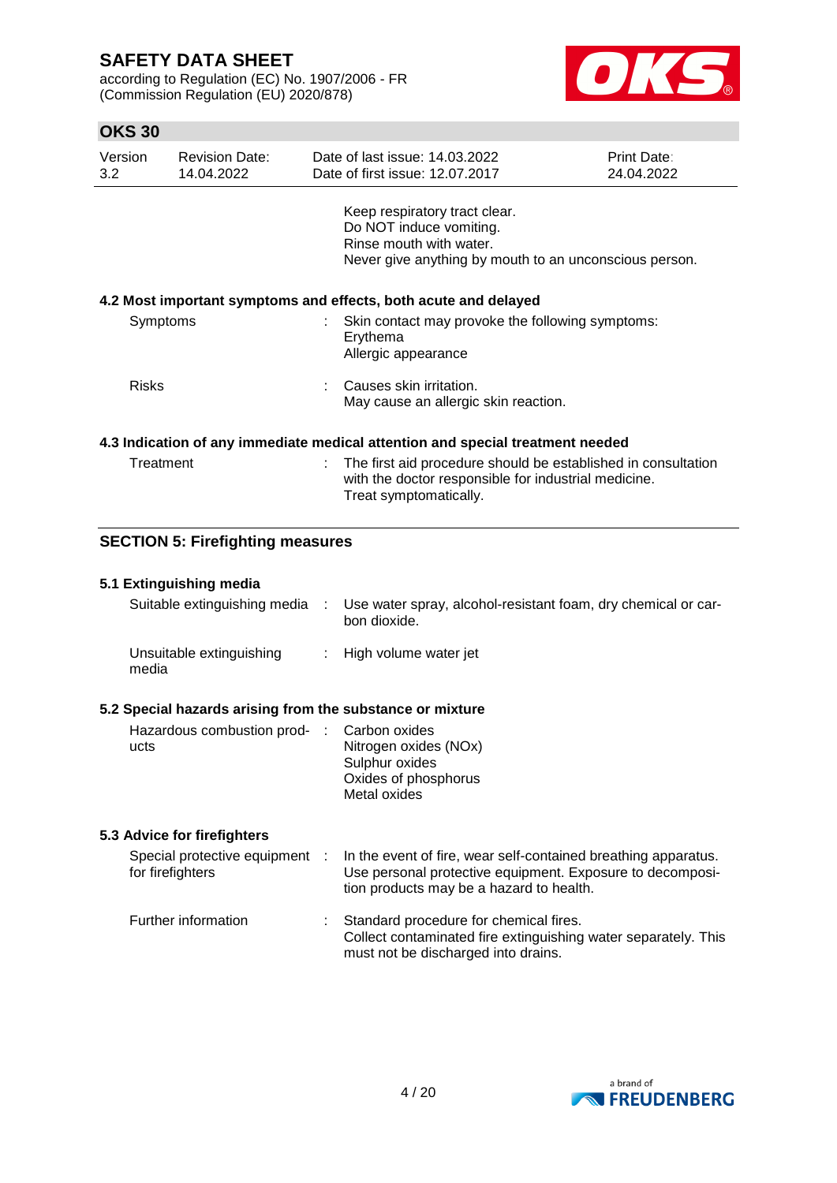Keep respiratory tract clear.
Do NOT induce vomiting.
Rinse mouth with water.
Never give anything by mouth to an unconscious person.

### 4.2 Most important symptoms and effects, both acute and delayed

| | | |
|---|---|---|
| Symptoms | : | Skin contact may provoke the following symptoms:<br>Erythema<br>Allergic appearance |
| Risks | : | Causes skin irritation.<br>May cause an allergic skin reaction. |

### 4.3 Indication of any immediate medical attention and special treatment needed

| | | |
|---|---|---|
| Treatment | : | The first aid procedure should be established in consultation with the doctor responsible for industrial medicine.<br>Treat symptomatically. |

## SECTION 5: Firefighting measures

### 5.1 Extinguishing media

| | | |
|---|---|---|
| Suitable extinguishing media | : | Use water spray, alcohol-resistant foam, dry chemical or carbon dioxide. |
| Unsuitable extinguishing media | : | High volume water jet |

### 5.2 Special hazards arising from the substance or mixture

| | | |
|---|---|---|
| Hazardous combustion products | : | Carbon oxides<br>Nitrogen oxides (NOx)<br>Sulphur oxides<br>Oxides of phosphorus<br>Metal oxides |

### 5.3 Advice for firefighters

| | | |
|---|---|---|
| Special protective equipment for firefighters | : | In the event of fire, wear self-contained breathing apparatus. Use personal protective equipment. Exposure to decomposition products may be a hazard to health. |
| Further information | : | Standard procedure for chemical fires.<br>Collect contaminated fire extinguishing water separately. This must not be discharged into drains. |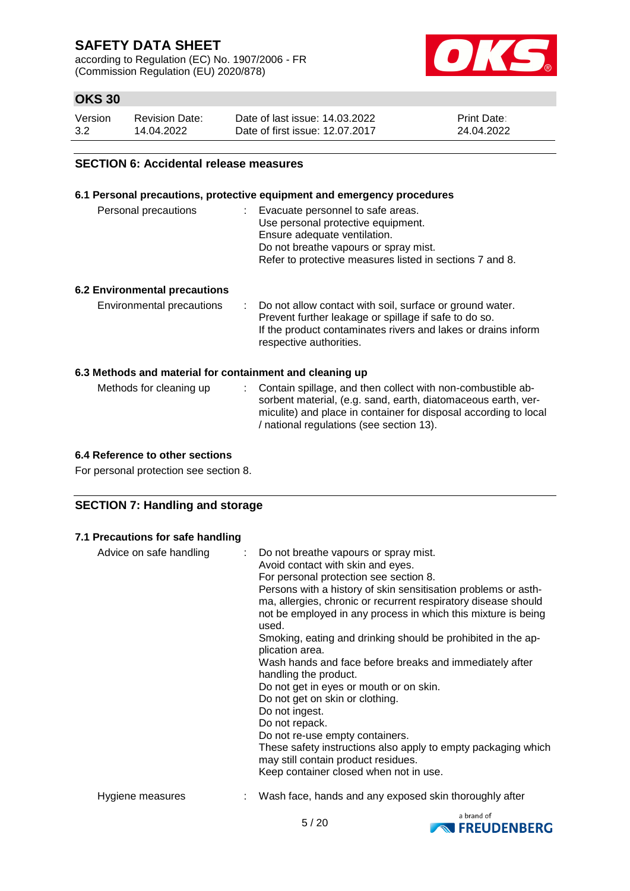## SECTION 6: Accidental release measures

### 6.1 Personal precautions, protective equipment and emergency procedures

| | |
|---|---|
| Personal precautions | Evacuate personnel to safe areas.<br>Use personal protective equipment.<br>Ensure adequate ventilation.<br>Do not breathe vapours or spray mist.<br>Refer to protective measures listed in sections 7 and 8. |

### 6.2 Environmental precautions

| | |
|---|---|
| Environmental precautions | Do not allow contact with soil, surface or ground water.<br>Prevent further leakage or spillage if safe to do so.<br>If the product contaminates rivers and lakes or drains inform respective authorities. |

### 6.3 Methods and material for containment and cleaning up

| | |
|---|---|
| Methods for cleaning up | Contain spillage, and then collect with non-combustible absorbent material, (e.g. sand, earth, diatomaceous earth, vermiculite) and place in container for disposal according to local / national regulations (see section 13). |

### 6.4 Reference to other sections

For personal protection see section 8.

## SECTION 7: Handling and storage

### 7.1 Precautions for safe handling

| | |
|---|---|
| Advice on safe handling | Do not breathe vapours or spray mist.<br>Avoid contact with skin and eyes.<br>For personal protection see section 8.<br>Persons with a history of skin sensitisation problems or asthma, allergies, chronic or recurrent respiratory disease should not be employed in any process in which this mixture is being used.<br>Smoking, eating and drinking should be prohibited in the application area.<br>Wash hands and face before breaks and immediately after handling the product.<br>Do not get in eyes or mouth or on skin.<br>Do not get on skin or clothing.<br>Do not ingest.<br>Do not repack.<br>Do not re-use empty containers.<br>These safety instructions also apply to empty packaging which may still contain product residues.<br>Keep container closed when not in use. |
| Hygiene measures | Wash face, hands and any exposed skin thoroughly after |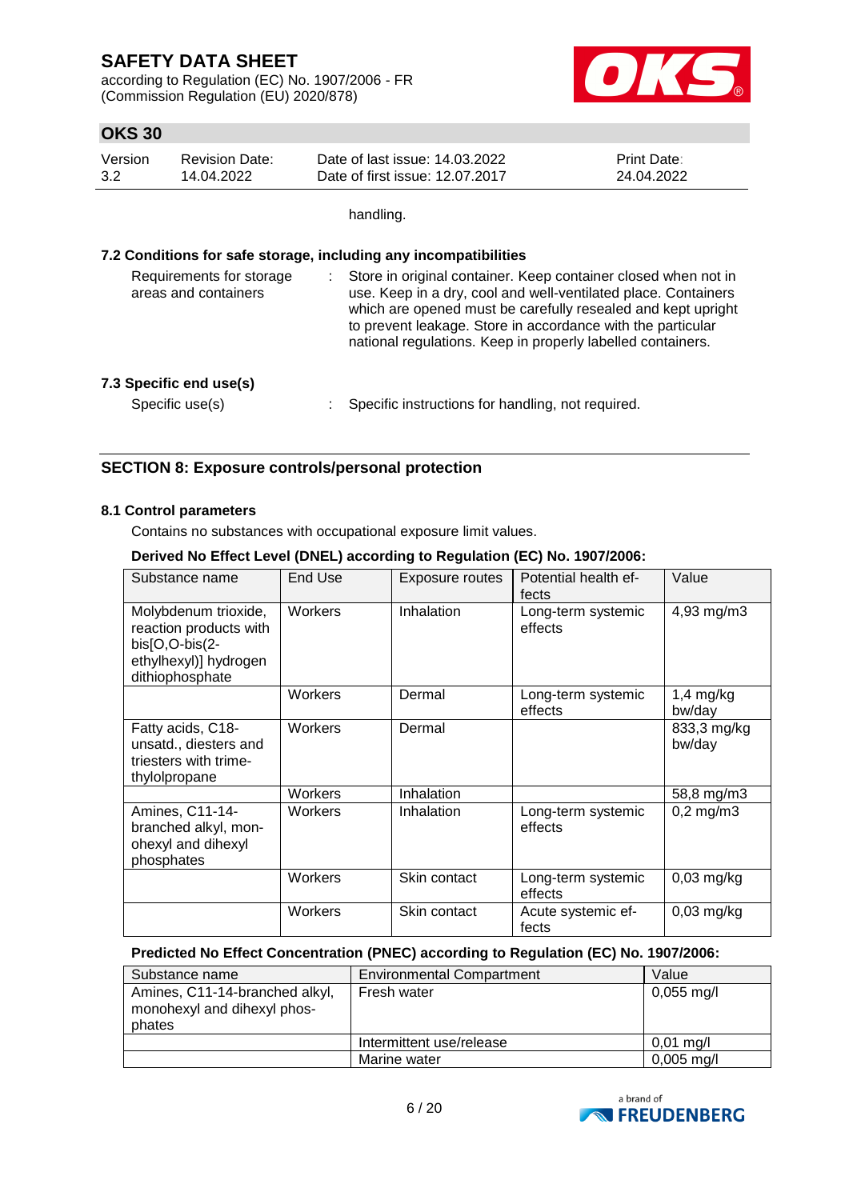handling.

### 7.2 Conditions for safe storage, including any incompatibilities

Requirements for storage areas and containers : Store in original container. Keep container closed when not in use. Keep in a dry, cool and well-ventilated place. Containers which are opened must be carefully resealed and kept upright to prevent leakage. Store in accordance with the particular national regulations. Keep in properly labelled containers.

### 7.3 Specific end use(s)

Specific use(s) : Specific instructions for handling, not required.

## SECTION 8: Exposure controls/personal protection

### 8.1 Control parameters

Contains no substances with occupational exposure limit values.

**Derived No Effect Level (DNEL) according to Regulation (EC) No. 1907/2006:**

| Substance name | End Use | Exposure routes | Potential health effects | Value |
|---|---|---|---|---|
| Molybdenum trioxide, reaction products with bis[O,O-bis(2-ethylhexyl)] hydrogen dithiophosphate | Workers | Inhalation | Long-term systemic effects | 4,93 mg/m3 |
| | Workers | Dermal | Long-term systemic effects | 1,4 mg/kg bw/day |
| Fatty acids, C18-unsatd., diesters and triesters with trimethylolpropane | Workers | Dermal | | 833,3 mg/kg bw/day |
| | Workers | Inhalation | | 58,8 mg/m3 |
| Amines, C11-14-branched alkyl, monohexyl and dihexyl phosphates | Workers | Inhalation | Long-term systemic effects | 0,2 mg/m3 |
| | Workers | Skin contact | Long-term systemic effects | 0,03 mg/kg |
| | Workers | Skin contact | Acute systemic effects | 0,03 mg/kg |

**Predicted No Effect Concentration (PNEC) according to Regulation (EC) No. 1907/2006:**

| Substance name | Environmental Compartment | Value |
|---|---|---|
| Amines, C11-14-branched alkyl, monohexyl and dihexyl phosphates | Fresh water | 0,055 mg/l |
| | Intermittent use/release | 0,01 mg/l |
| | Marine water | 0,005 mg/l |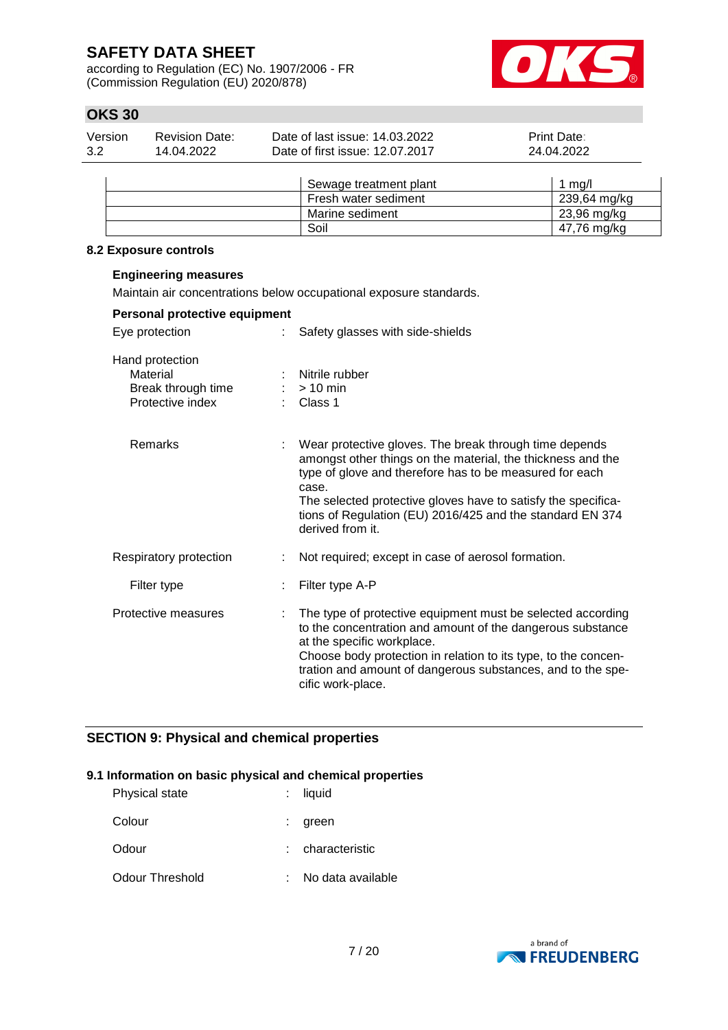| | | |
|---|---|---|
| | Sewage treatment plant | 1 mg/l |
| | Fresh water sediment | 239,64 mg/kg |
| | Marine sediment | 23,96 mg/kg |
| | Soil | 47,76 mg/kg |

### 8.2 Exposure controls

**Engineering measures**

Maintain air concentrations below occupational exposure standards.

**Personal protective equipment**

Eye protection : Safety glasses with side-shields

Hand protection

- Material : Nitrile rubber
- Break through time : > 10 min
- Protective index : Class 1
- Remarks : Wear protective gloves. The break through time depends amongst other things on the material, the thickness and the type of glove and therefore has to be measured for each case.
  The selected protective gloves have to satisfy the specifications of Regulation (EU) 2016/425 and the standard EN 374 derived from it.

Respiratory protection : Not required; except in case of aerosol formation.

- Filter type : Filter type A-P

Protective measures : The type of protective equipment must be selected according to the concentration and amount of the dangerous substance at the specific workplace.
Choose body protection in relation to its type, to the concentration and amount of dangerous substances, and to the specific work-place.

## SECTION 9: Physical and chemical properties

### 9.1 Information on basic physical and chemical properties

Physical state : liquid

Colour : green

Odour : characteristic

Odour Threshold : No data available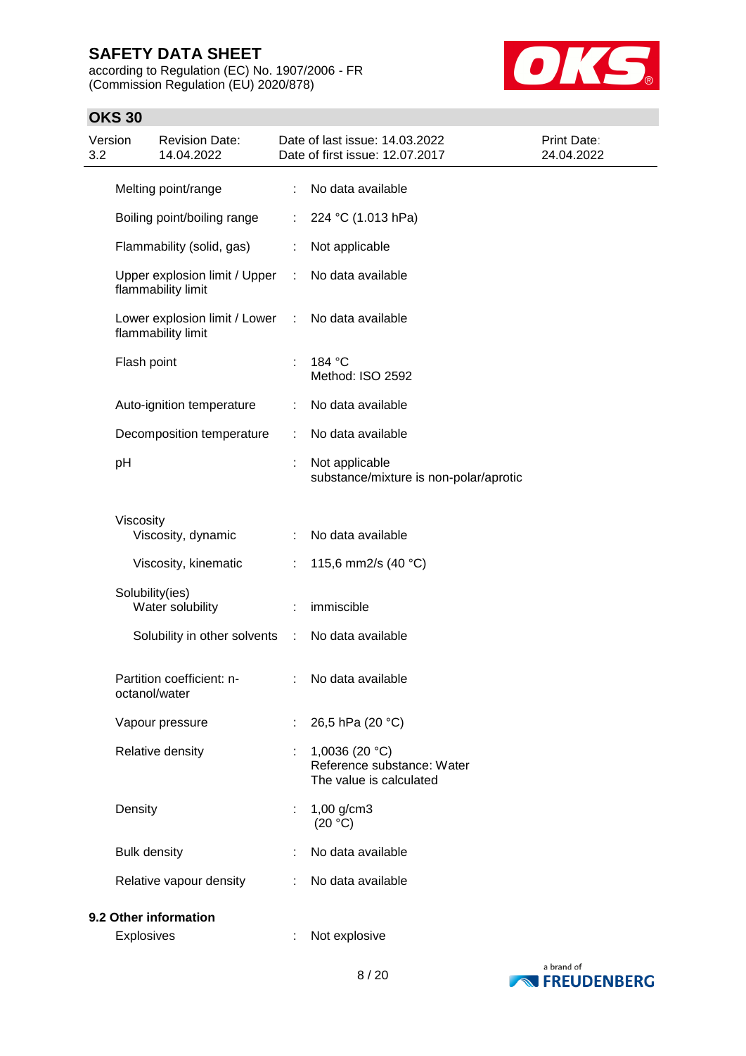| Property | | Value |
|---|---|---|
| Melting point/range | : | No data available |
| Boiling point/boiling range | : | 224 °C (1.013 hPa) |
| Flammability (solid, gas) | : | Not applicable |
| Upper explosion limit / Upper flammability limit | : | No data available |
| Lower explosion limit / Lower flammability limit | : | No data available |
| Flash point | : | 184 °C<br>Method: ISO 2592 |
| Auto-ignition temperature | : | No data available |
| Decomposition temperature | : | No data available |
| pH | : | Not applicable<br>substance/mixture is non-polar/aprotic |
| Viscosity | | |
| Viscosity, dynamic | : | No data available |
| Viscosity, kinematic | : | 115,6 mm2/s (40 °C) |
| Solubility(ies) | | |
| Water solubility | : | immiscible |
| Solubility in other solvents | : | No data available |
| Partition coefficient: n-octanol/water | : | No data available |
| Vapour pressure | : | 26,5 hPa (20 °C) |
| Relative density | : | 1,0036 (20 °C)<br>Reference substance: Water<br>The value is calculated |
| Density | : | 1,00 g/cm3<br>(20 °C) |
| Bulk density | : | No data available |
| Relative vapour density | : | No data available |

### 9.2 Other information

| Property | | Value |
|---|---|---|
| Explosives | : | Not explosive |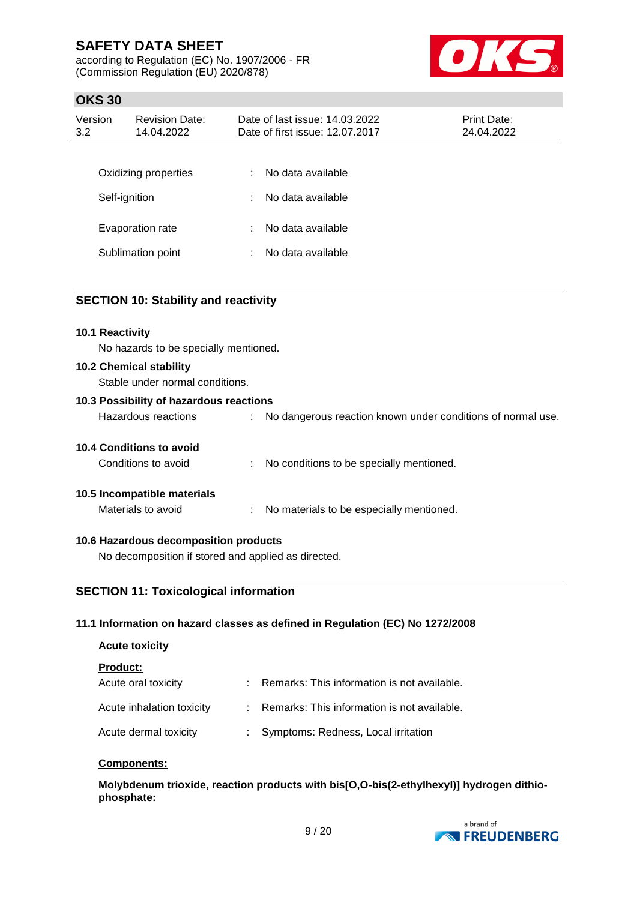| | | |
|---|---|---|
| Oxidizing properties | : | No data available |
| Self-ignition | : | No data available |
| Evaporation rate | : | No data available |
| Sublimation point | : | No data available |

## SECTION 10: Stability and reactivity

**10.1 Reactivity**

No hazards to be specially mentioned.

**10.2 Chemical stability**

Stable under normal conditions.

**10.3 Possibility of hazardous reactions**

Hazardous reactions : No dangerous reaction known under conditions of normal use.

**10.4 Conditions to avoid**

Conditions to avoid : No conditions to be specially mentioned.

**10.5 Incompatible materials**

Materials to avoid : No materials to be especially mentioned.

**10.6 Hazardous decomposition products**

No decomposition if stored and applied as directed.

## SECTION 11: Toxicological information

**11.1 Information on hazard classes as defined in Regulation (EC) No 1272/2008**

**Acute toxicity**

**Product:**

| | | |
|---|---|---|
| Acute oral toxicity | : | Remarks: This information is not available. |
| Acute inhalation toxicity | : | Remarks: This information is not available. |
| Acute dermal toxicity | : | Symptoms: Redness, Local irritation |

**Components:**

**Molybdenum trioxide, reaction products with bis[O,O-bis(2-ethylhexyl)] hydrogen dithio-phosphate:**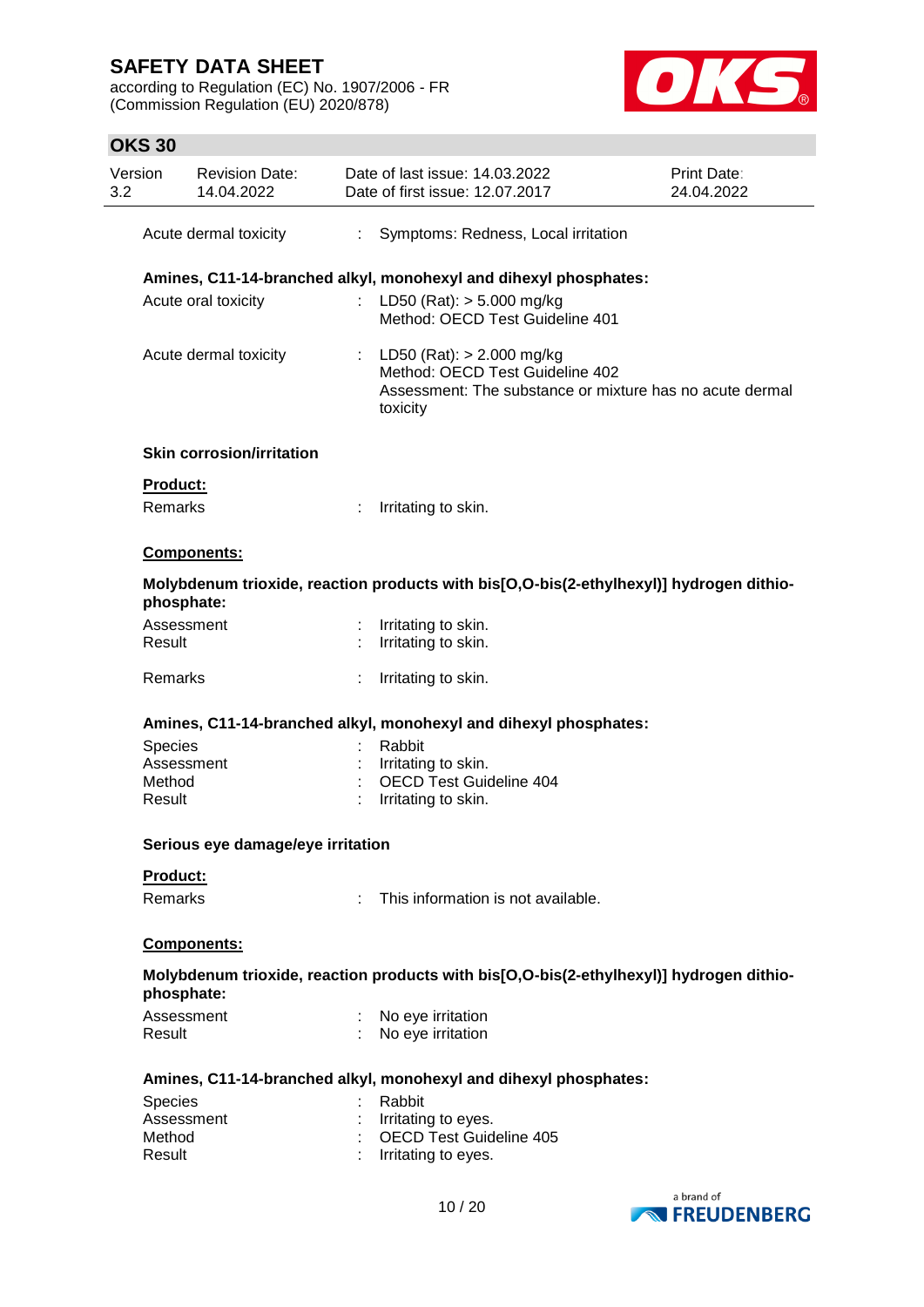Acute dermal toxicity : Symptoms: Redness, Local irritation

**Amines, C11-14-branched alkyl, monohexyl and dihexyl phosphates:**

Acute oral toxicity : LD50 (Rat): > 5.000 mg/kg
Method: OECD Test Guideline 401

Acute dermal toxicity : LD50 (Rat): > 2.000 mg/kg
Method: OECD Test Guideline 402
Assessment: The substance or mixture has no acute dermal toxicity

**Skin corrosion/irritation**

**Product:**

Remarks : Irritating to skin.

**Components:**

**Molybdenum trioxide, reaction products with bis[O,O-bis(2-ethylhexyl)] hydrogen dithiophosphate:**

Assessment : Irritating to skin.
Result : Irritating to skin.

Remarks : Irritating to skin.

**Amines, C11-14-branched alkyl, monohexyl and dihexyl phosphates:**

Species : Rabbit
Assessment : Irritating to skin.
Method : OECD Test Guideline 404
Result : Irritating to skin.

**Serious eye damage/eye irritation**

**Product:**

Remarks : This information is not available.

**Components:**

**Molybdenum trioxide, reaction products with bis[O,O-bis(2-ethylhexyl)] hydrogen dithiophosphate:**

Assessment : No eye irritation
Result : No eye irritation

**Amines, C11-14-branched alkyl, monohexyl and dihexyl phosphates:**

Species : Rabbit
Assessment : Irritating to eyes.
Method : OECD Test Guideline 405
Result : Irritating to eyes.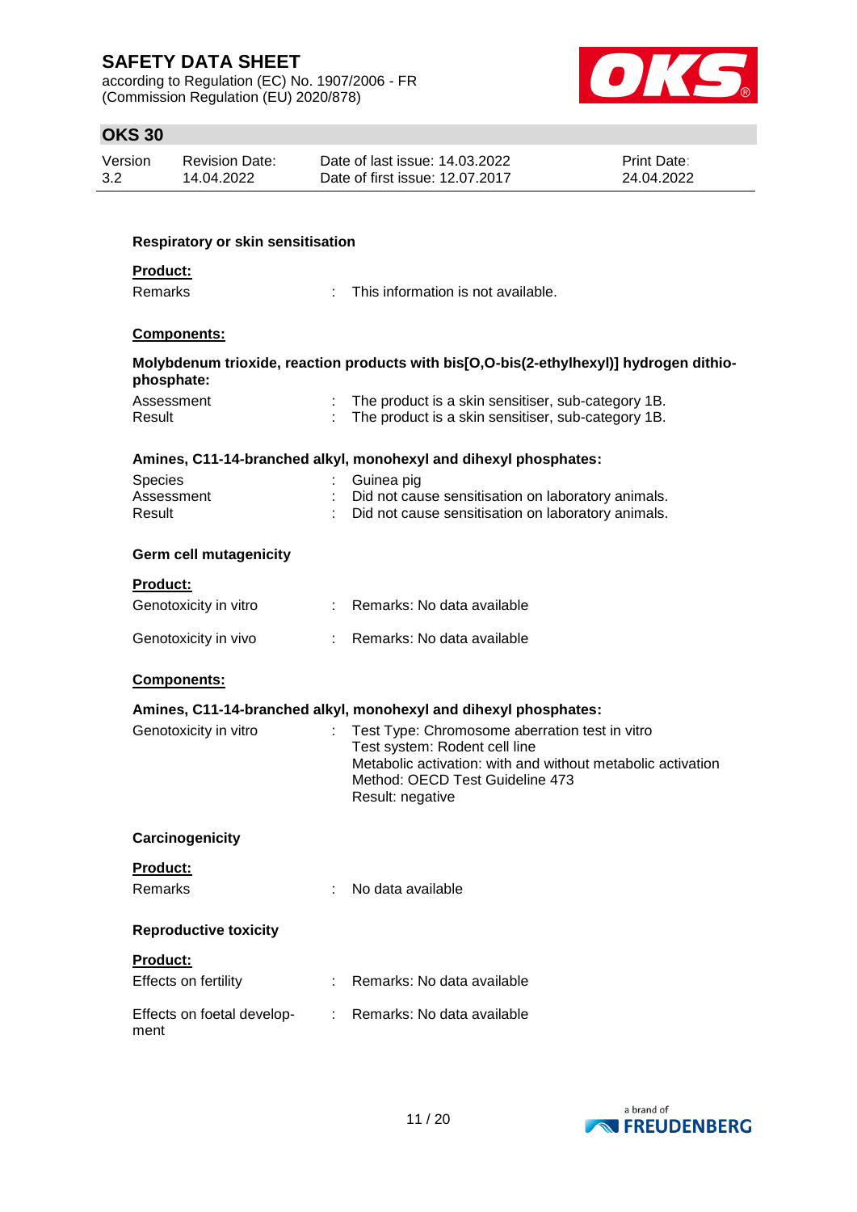### Respiratory or skin sensitisation

**Product:**

| | | |
|---|---|---|
| Remarks | : | This information is not available. |

**Components:**

**Molybdenum trioxide, reaction products with bis[O,O-bis(2-ethylhexyl)] hydrogen dithio-phosphate:**

| | | |
|---|---|---|
| Assessment | : | The product is a skin sensitiser, sub-category 1B. |
| Result | : | The product is a skin sensitiser, sub-category 1B. |

**Amines, C11-14-branched alkyl, monohexyl and dihexyl phosphates:**

| | | |
|---|---|---|
| Species | : | Guinea pig |
| Assessment | : | Did not cause sensitisation on laboratory animals. |
| Result | : | Did not cause sensitisation on laboratory animals. |

### Germ cell mutagenicity

**Product:**

| | | |
|---|---|---|
| Genotoxicity in vitro | : | Remarks: No data available |
| Genotoxicity in vivo | : | Remarks: No data available |

**Components:**

**Amines, C11-14-branched alkyl, monohexyl and dihexyl phosphates:**

| | | |
|---|---|---|
| Genotoxicity in vitro | : | Test Type: Chromosome aberration test in vitro<br>Test system: Rodent cell line<br>Metabolic activation: with and without metabolic activation<br>Method: OECD Test Guideline 473<br>Result: negative |

### Carcinogenicity

**Product:**

| | | |
|---|---|---|
| Remarks | : | No data available |

### Reproductive toxicity

**Product:**

| | | |
|---|---|---|
| Effects on fertility | : | Remarks: No data available |
| Effects on foetal development | : | Remarks: No data available |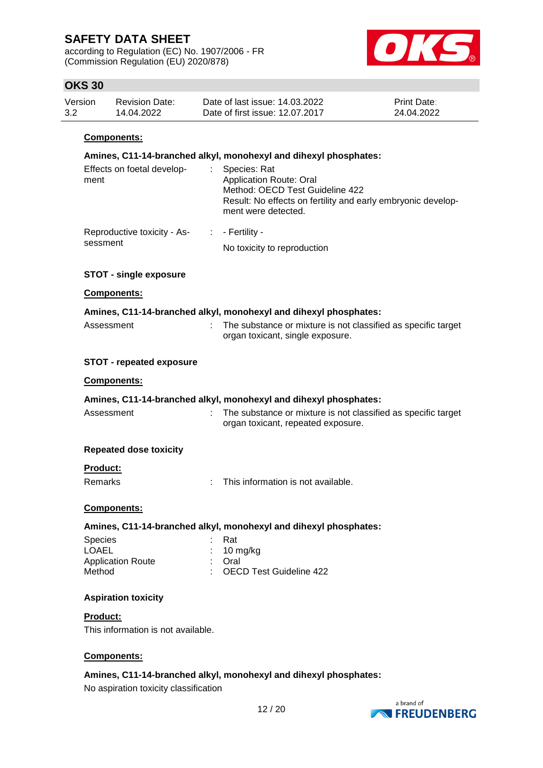**Components:**

**Amines, C11-14-branched alkyl, monohexyl and dihexyl phosphates:**

| | | |
|---|---|---|
| Effects on foetal development | : | Species: Rat<br>Application Route: Oral<br>Method: OECD Test Guideline 422<br>Result: No effects on fertility and early embryonic development were detected. |
| Reproductive toxicity - Assessment | : | - Fertility -<br>No toxicity to reproduction |

**STOT - single exposure**

**Components:**

**Amines, C11-14-branched alkyl, monohexyl and dihexyl phosphates:**

| | | |
|---|---|---|
| Assessment | : | The substance or mixture is not classified as specific target organ toxicant, single exposure. |

**STOT - repeated exposure**

**Components:**

**Amines, C11-14-branched alkyl, monohexyl and dihexyl phosphates:**

| | | |
|---|---|---|
| Assessment | : | The substance or mixture is not classified as specific target organ toxicant, repeated exposure. |

**Repeated dose toxicity**

**Product:**

| | | |
|---|---|---|
| Remarks | : | This information is not available. |

**Components:**

**Amines, C11-14-branched alkyl, monohexyl and dihexyl phosphates:**

| | | |
|---|---|---|
| Species | : | Rat |
| LOAEL | : | 10 mg/kg |
| Application Route | : | Oral |
| Method | : | OECD Test Guideline 422 |

**Aspiration toxicity**

**Product:**

This information is not available.

**Components:**

**Amines, C11-14-branched alkyl, monohexyl and dihexyl phosphates:**

No aspiration toxicity classification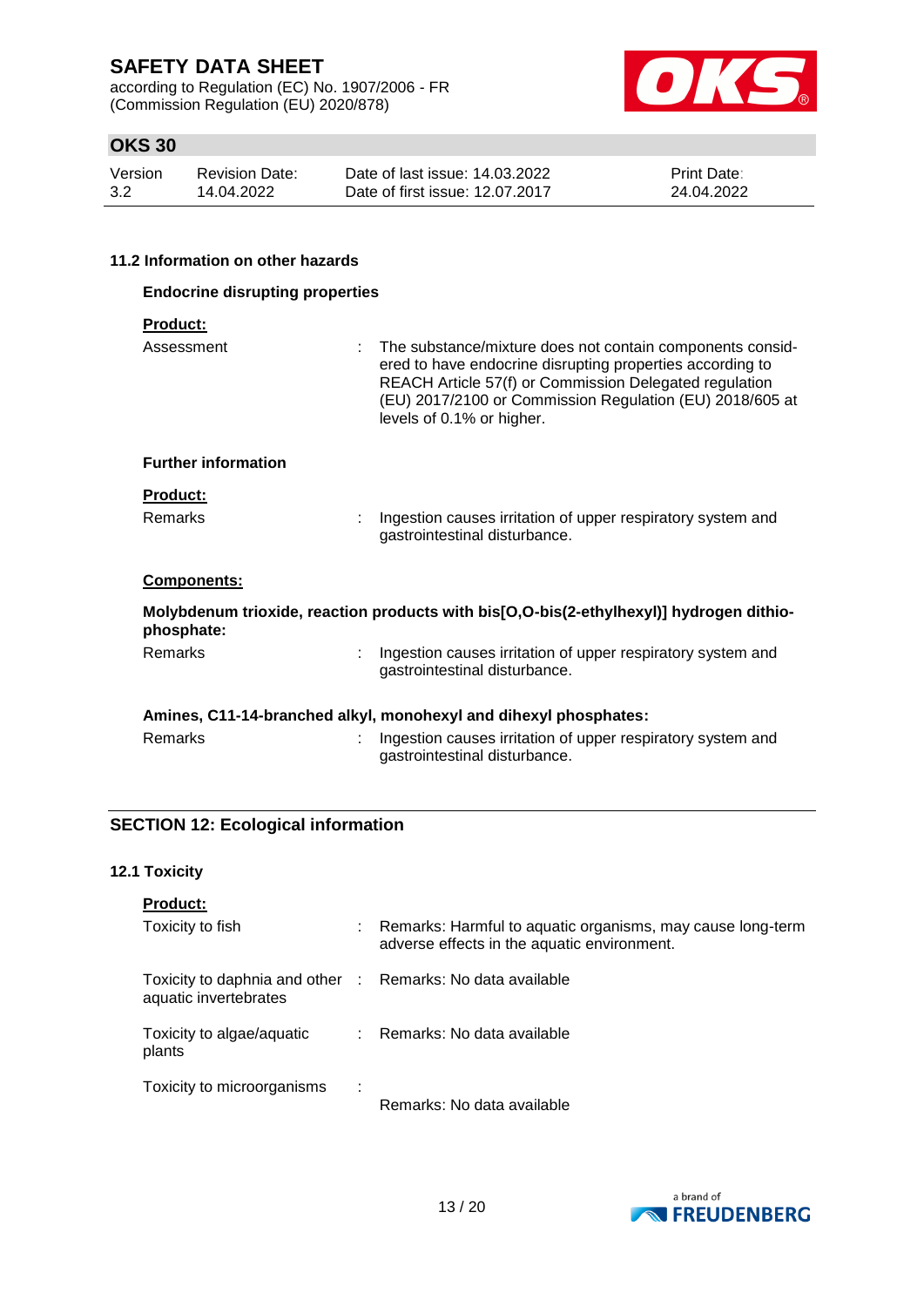### 11.2 Information on other hazards

**Endocrine disrupting properties**

**Product:**

Assessment : The substance/mixture does not contain components considered to have endocrine disrupting properties according to REACH Article 57(f) or Commission Delegated regulation (EU) 2017/2100 or Commission Regulation (EU) 2018/605 at levels of 0.1% or higher.

**Further information**

**Product:**

Remarks : Ingestion causes irritation of upper respiratory system and gastrointestinal disturbance.

**Components:**

**Molybdenum trioxide, reaction products with bis[O,O-bis(2-ethylhexyl)] hydrogen dithiophosphate:**

Remarks : Ingestion causes irritation of upper respiratory system and gastrointestinal disturbance.

**Amines, C11-14-branched alkyl, monohexyl and dihexyl phosphates:**

Remarks : Ingestion causes irritation of upper respiratory system and gastrointestinal disturbance.

## SECTION 12: Ecological information

### 12.1 Toxicity

**Product:**

Toxicity to fish : Remarks: Harmful to aquatic organisms, may cause long-term adverse effects in the aquatic environment.

Toxicity to daphnia and other aquatic invertebrates : Remarks: No data available

Toxicity to algae/aquatic plants : Remarks: No data available

Toxicity to microorganisms : Remarks: No data available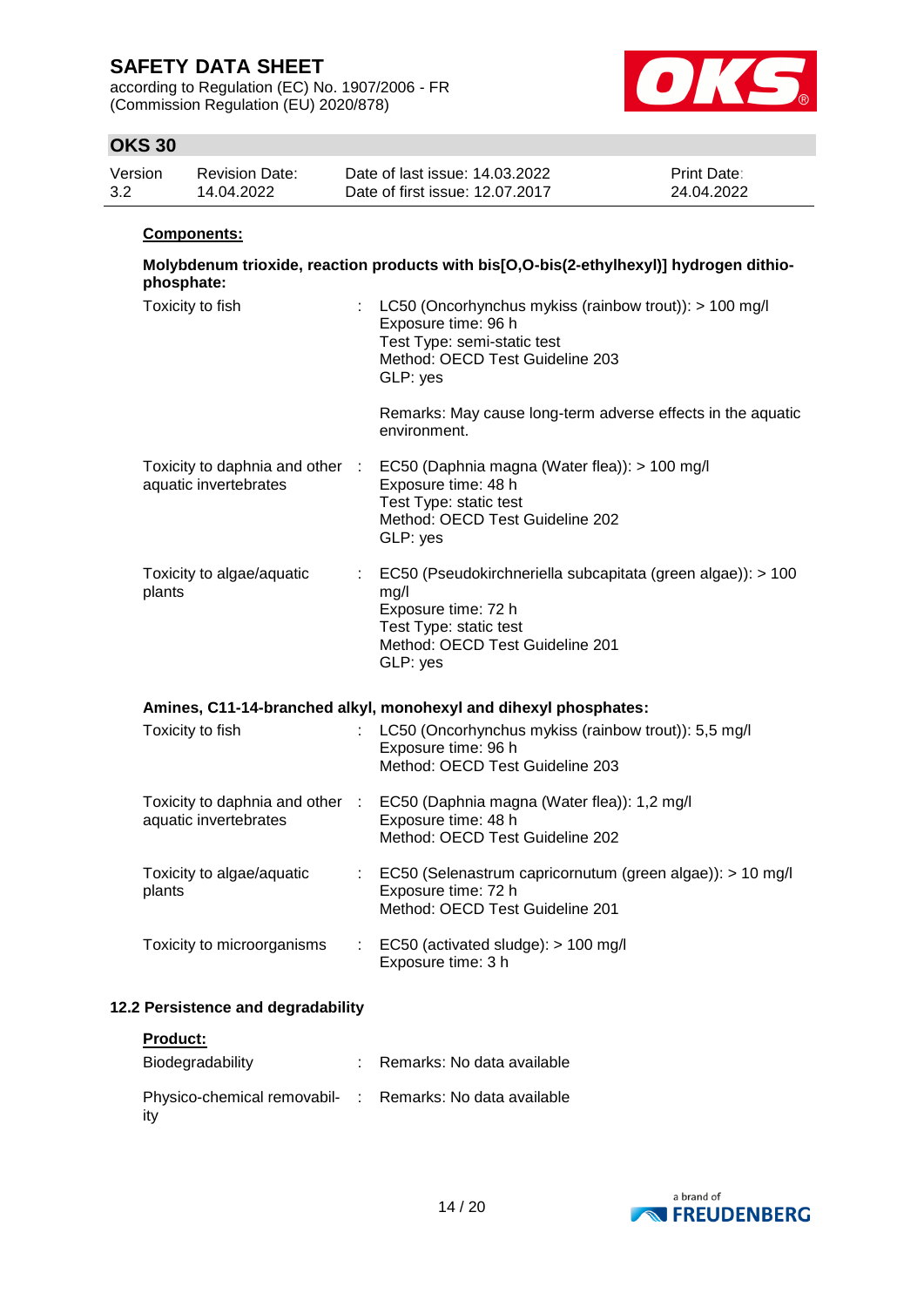**Components:**

**Molybdenum trioxide, reaction products with bis[O,O-bis(2-ethylhexyl)] hydrogen dithiophosphate:**

| | | |
|---|---|---|
| Toxicity to fish | : | LC50 (Oncorhynchus mykiss (rainbow trout)): > 100 mg/l<br>Exposure time: 96 h<br>Test Type: semi-static test<br>Method: OECD Test Guideline 203<br>GLP: yes<br><br>Remarks: May cause long-term adverse effects in the aquatic environment. |
| Toxicity to daphnia and other aquatic invertebrates | : | EC50 (Daphnia magna (Water flea)): > 100 mg/l<br>Exposure time: 48 h<br>Test Type: static test<br>Method: OECD Test Guideline 202<br>GLP: yes |
| Toxicity to algae/aquatic plants | : | EC50 (Pseudokirchneriella subcapitata (green algae)): > 100 mg/l<br>Exposure time: 72 h<br>Test Type: static test<br>Method: OECD Test Guideline 201<br>GLP: yes |

**Amines, C11-14-branched alkyl, monohexyl and dihexyl phosphates:**

| | | |
|---|---|---|
| Toxicity to fish | : | LC50 (Oncorhynchus mykiss (rainbow trout)): 5,5 mg/l<br>Exposure time: 96 h<br>Method: OECD Test Guideline 203 |
| Toxicity to daphnia and other aquatic invertebrates | : | EC50 (Daphnia magna (Water flea)): 1,2 mg/l<br>Exposure time: 48 h<br>Method: OECD Test Guideline 202 |
| Toxicity to algae/aquatic plants | : | EC50 (Selenastrum capricornutum (green algae)): > 10 mg/l<br>Exposure time: 72 h<br>Method: OECD Test Guideline 201 |
| Toxicity to microorganisms | : | EC50 (activated sludge): > 100 mg/l<br>Exposure time: 3 h |

### 12.2 Persistence and degradability

**Product:**

| | | |
|---|---|---|
| Biodegradability | : | Remarks: No data available |
| Physico-chemical removability | : | Remarks: No data available |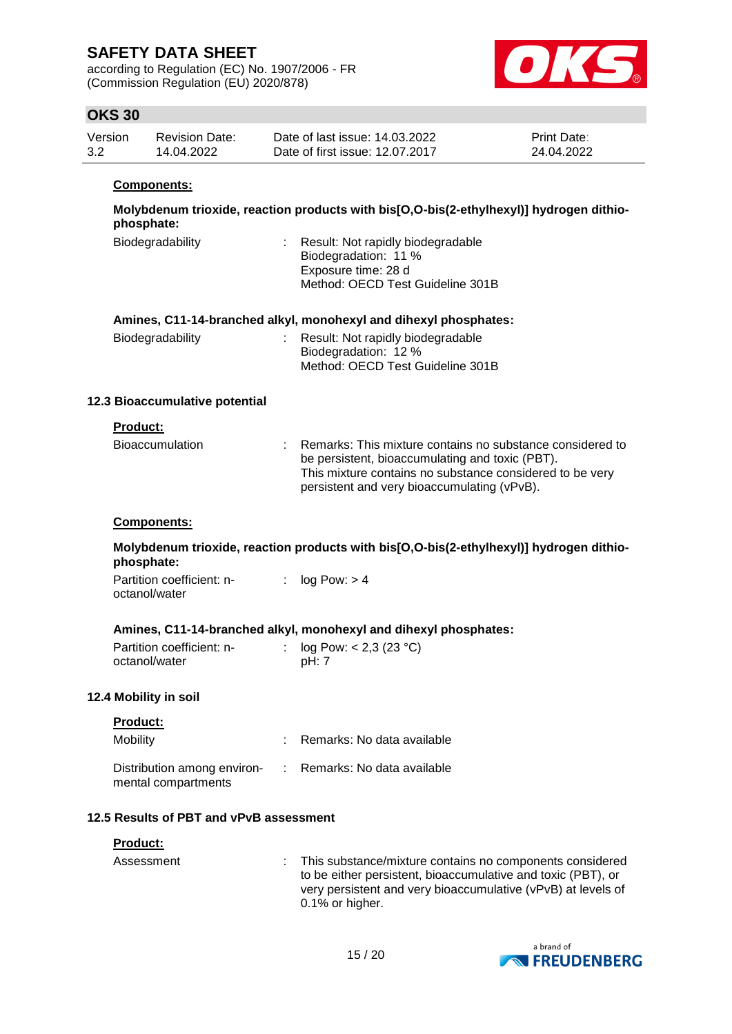**Components:**

**Molybdenum trioxide, reaction products with bis[O,O-bis(2-ethylhexyl)] hydrogen dithiophosphate:**

| | | |
|---|---|---|
| Biodegradability | : | Result: Not rapidly biodegradable<br>Biodegradation: 11 %<br>Exposure time: 28 d<br>Method: OECD Test Guideline 301B |

**Amines, C11-14-branched alkyl, monohexyl and dihexyl phosphates:**

| | | |
|---|---|---|
| Biodegradability | : | Result: Not rapidly biodegradable<br>Biodegradation: 12 %<br>Method: OECD Test Guideline 301B |

### 12.3 Bioaccumulative potential

**Product:**

| | | |
|---|---|---|
| Bioaccumulation | : | Remarks: This mixture contains no substance considered to be persistent, bioaccumulating and toxic (PBT).<br>This mixture contains no substance considered to be very persistent and very bioaccumulating (vPvB). |

**Components:**

**Molybdenum trioxide, reaction products with bis[O,O-bis(2-ethylhexyl)] hydrogen dithiophosphate:**

| | | |
|---|---|---|
| Partition coefficient: n-octanol/water | : | log Pow: > 4 |

**Amines, C11-14-branched alkyl, monohexyl and dihexyl phosphates:**

| | | |
|---|---|---|
| Partition coefficient: n-octanol/water | : | log Pow: < 2,3 (23 °C)<br>pH: 7 |

### 12.4 Mobility in soil

**Product:**

| | | |
|---|---|---|
| Mobility | : | Remarks: No data available |
| Distribution among environmental compartments | : | Remarks: No data available |

### 12.5 Results of PBT and vPvB assessment

**Product:**

| | | |
|---|---|---|
| Assessment | : | This substance/mixture contains no components considered to be either persistent, bioaccumulative and toxic (PBT), or very persistent and very bioaccumulative (vPvB) at levels of 0.1% or higher. |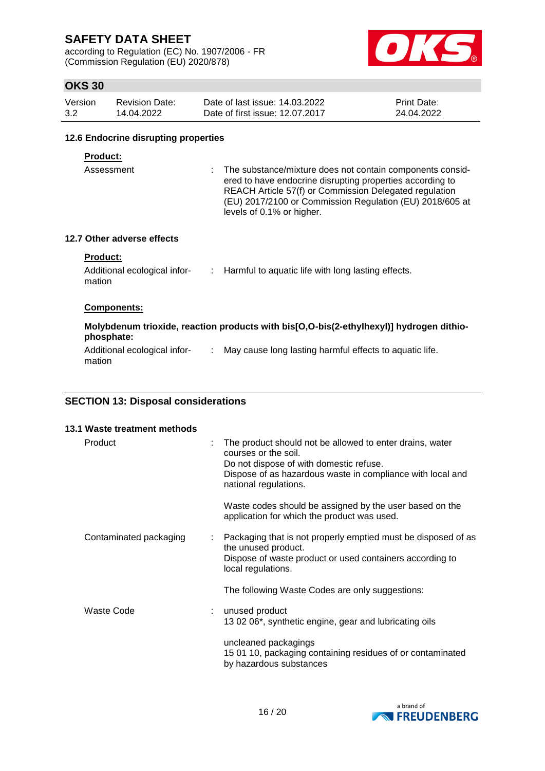### 12.6 Endocrine disrupting properties

**Product:**

Assessment : The substance/mixture does not contain components considered to have endocrine disrupting properties according to REACH Article 57(f) or Commission Delegated regulation (EU) 2017/2100 or Commission Regulation (EU) 2018/605 at levels of 0.1% or higher.

### 12.7 Other adverse effects

**Product:**

Additional ecological information : Harmful to aquatic life with long lasting effects.

**Components:**

**Molybdenum trioxide, reaction products with bis[O,O-bis(2-ethylhexyl)] hydrogen dithiophosphate:**

Additional ecological information : May cause long lasting harmful effects to aquatic life.

## SECTION 13: Disposal considerations

### 13.1 Waste treatment methods

Product : The product should not be allowed to enter drains, water courses or the soil.
Do not dispose of with domestic refuse.
Dispose of as hazardous waste in compliance with local and national regulations.

Waste codes should be assigned by the user based on the application for which the product was used.

Contaminated packaging : Packaging that is not properly emptied must be disposed of as the unused product.
Dispose of waste product or used containers according to local regulations.

The following Waste Codes are only suggestions:

Waste Code : unused product
13 02 06*, synthetic engine, gear and lubricating oils

uncleaned packagings
15 01 10, packaging containing residues of or contaminated by hazardous substances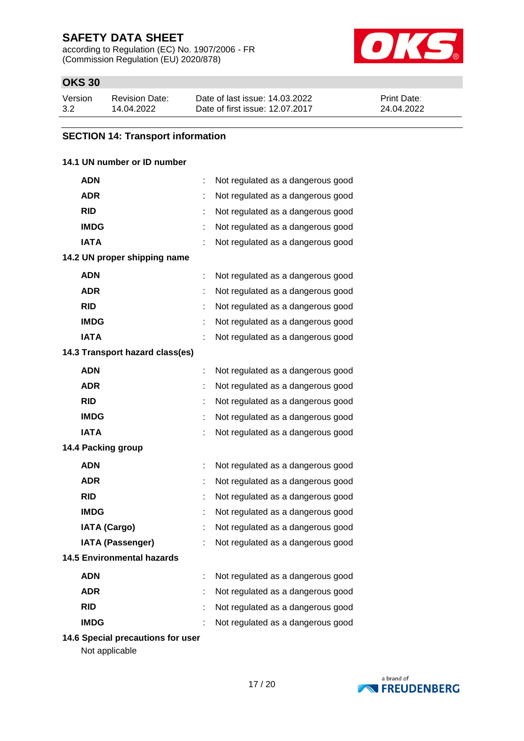## SECTION 14: Transport information

### 14.1 UN number or ID number

| | | |
|---|---|---|
| **ADN** | : | Not regulated as a dangerous good |
| **ADR** | : | Not regulated as a dangerous good |
| **RID** | : | Not regulated as a dangerous good |
| **IMDG** | : | Not regulated as a dangerous good |
| **IATA** | : | Not regulated as a dangerous good |

### 14.2 UN proper shipping name

| | | |
|---|---|---|
| **ADN** | : | Not regulated as a dangerous good |
| **ADR** | : | Not regulated as a dangerous good |
| **RID** | : | Not regulated as a dangerous good |
| **IMDG** | : | Not regulated as a dangerous good |
| **IATA** | : | Not regulated as a dangerous good |

### 14.3 Transport hazard class(es)

| | | |
|---|---|---|
| **ADN** | : | Not regulated as a dangerous good |
| **ADR** | : | Not regulated as a dangerous good |
| **RID** | : | Not regulated as a dangerous good |
| **IMDG** | : | Not regulated as a dangerous good |
| **IATA** | : | Not regulated as a dangerous good |

### 14.4 Packing group

| | | |
|---|---|---|
| **ADN** | : | Not regulated as a dangerous good |
| **ADR** | : | Not regulated as a dangerous good |
| **RID** | : | Not regulated as a dangerous good |
| **IMDG** | : | Not regulated as a dangerous good |
| **IATA (Cargo)** | : | Not regulated as a dangerous good |
| **IATA (Passenger)** | : | Not regulated as a dangerous good |

### 14.5 Environmental hazards

| | | |
|---|---|---|
| **ADN** | : | Not regulated as a dangerous good |
| **ADR** | : | Not regulated as a dangerous good |
| **RID** | : | Not regulated as a dangerous good |
| **IMDG** | : | Not regulated as a dangerous good |

### 14.6 Special precautions for user

Not applicable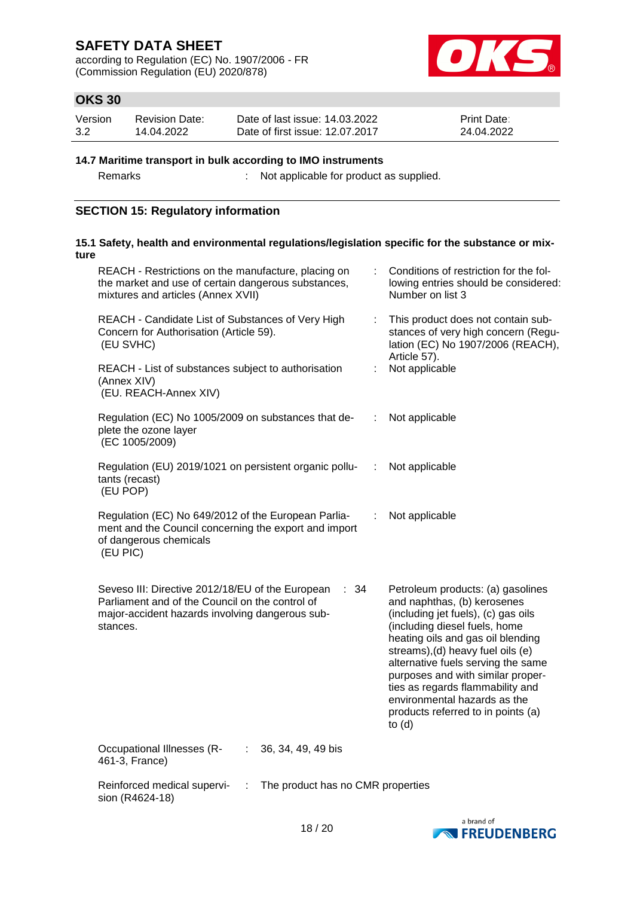#### 14.7 Maritime transport in bulk according to IMO instruments

| | | |
|---|---|---|
| Remarks | : | Not applicable for product as supplied. |

## SECTION 15: Regulatory information

#### 15.1 Safety, health and environmental regulations/legislation specific for the substance or mixture

| | | |
|---|---|---|
| REACH - Restrictions on the manufacture, placing on the market and use of certain dangerous substances, mixtures and articles (Annex XVII) | : | Conditions of restriction for the following entries should be considered: Number on list 3 |
| REACH - Candidate List of Substances of Very High Concern for Authorisation (Article 59). (EU SVHC) | : | This product does not contain substances of very high concern (Regulation (EC) No 1907/2006 (REACH), Article 57). |
| REACH - List of substances subject to authorisation (Annex XIV) (EU. REACH-Annex XIV) | : | Not applicable |
| Regulation (EC) No 1005/2009 on substances that deplete the ozone layer (EC 1005/2009) | : | Not applicable |
| Regulation (EU) 2019/1021 on persistent organic pollutants (recast) (EU POP) | : | Not applicable |
| Regulation (EC) No 649/2012 of the European Parliament and the Council concerning the export and import of dangerous chemicals (EU PIC) | : | Not applicable |
| Seveso III: Directive 2012/18/EU of the European Parliament and of the Council on the control of major-accident hazards involving dangerous substances. | : 34 | Petroleum products: (a) gasolines and naphthas, (b) kerosenes (including jet fuels), (c) gas oils (including diesel fuels, home heating oils and gas oil blending streams),(d) heavy fuel oils (e) alternative fuels serving the same purposes and with similar properties as regards flammability and environmental hazards as the products referred to in points (a) to (d) |

| | | |
|---|---|---|
| Occupational Illnesses (R-461-3, France) | : | 36, 34, 49, 49 bis |
| Reinforced medical supervision (R4624-18) | : | The product has no CMR properties |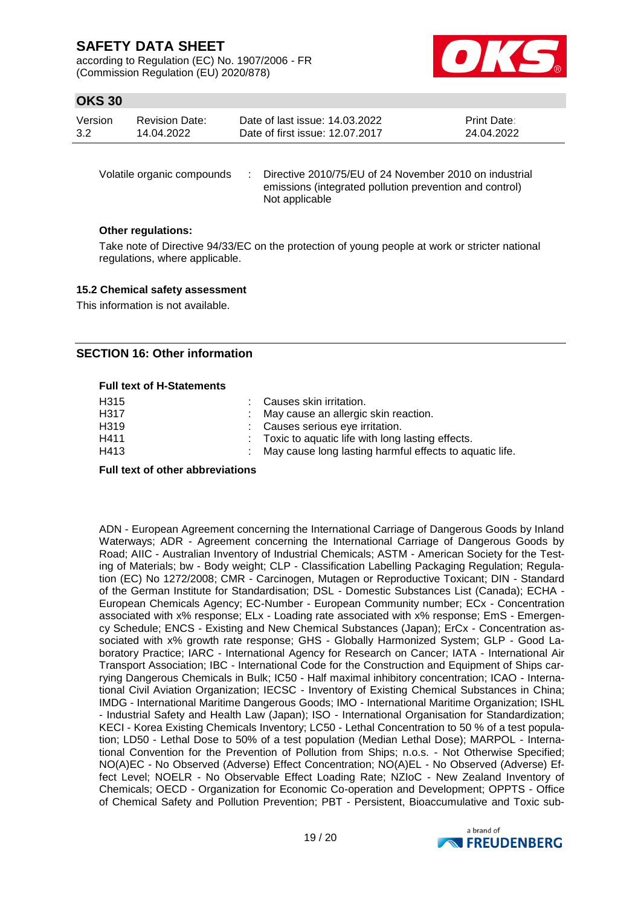| | | |
|---|---|---|
| Volatile organic compounds | : | Directive 2010/75/EU of 24 November 2010 on industrial emissions (integrated pollution prevention and control)<br>Not applicable |

**Other regulations:**

Take note of Directive 94/33/EC on the protection of young people at work or stricter national regulations, where applicable.

### 15.2 Chemical safety assessment

This information is not available.

## SECTION 16: Other information

**Full text of H-Statements**

| | | |
|---|---|---|
| H315 | : | Causes skin irritation. |
| H317 | : | May cause an allergic skin reaction. |
| H319 | : | Causes serious eye irritation. |
| H411 | : | Toxic to aquatic life with long lasting effects. |
| H413 | : | May cause long lasting harmful effects to aquatic life. |

**Full text of other abbreviations**

ADN - European Agreement concerning the International Carriage of Dangerous Goods by Inland Waterways; ADR - Agreement concerning the International Carriage of Dangerous Goods by Road; AIIC - Australian Inventory of Industrial Chemicals; ASTM - American Society for the Testing of Materials; bw - Body weight; CLP - Classification Labelling Packaging Regulation; Regulation (EC) No 1272/2008; CMR - Carcinogen, Mutagen or Reproductive Toxicant; DIN - Standard of the German Institute for Standardisation; DSL - Domestic Substances List (Canada); ECHA - European Chemicals Agency; EC-Number - European Community number; ECx - Concentration associated with x% response; ELx - Loading rate associated with x% response; EmS - Emergency Schedule; ENCS - Existing and New Chemical Substances (Japan); ErCx - Concentration associated with x% growth rate response; GHS - Globally Harmonized System; GLP - Good Laboratory Practice; IARC - International Agency for Research on Cancer; IATA - International Air Transport Association; IBC - International Code for the Construction and Equipment of Ships carrying Dangerous Chemicals in Bulk; IC50 - Half maximal inhibitory concentration; ICAO - International Civil Aviation Organization; IECSC - Inventory of Existing Chemical Substances in China; IMDG - International Maritime Dangerous Goods; IMO - International Maritime Organization; ISHL - Industrial Safety and Health Law (Japan); ISO - International Organisation for Standardization; KECI - Korea Existing Chemicals Inventory; LC50 - Lethal Concentration to 50 % of a test population; LD50 - Lethal Dose to 50% of a test population (Median Lethal Dose); MARPOL - International Convention for the Prevention of Pollution from Ships; n.o.s. - Not Otherwise Specified; NO(A)EC - No Observed (Adverse) Effect Concentration; NO(A)EL - No Observed (Adverse) Effect Level; NOELR - No Observable Effect Loading Rate; NZIoC - New Zealand Inventory of Chemicals; OECD - Organization for Economic Co-operation and Development; OPPTS - Office of Chemical Safety and Pollution Prevention; PBT - Persistent, Bioaccumulative and Toxic sub-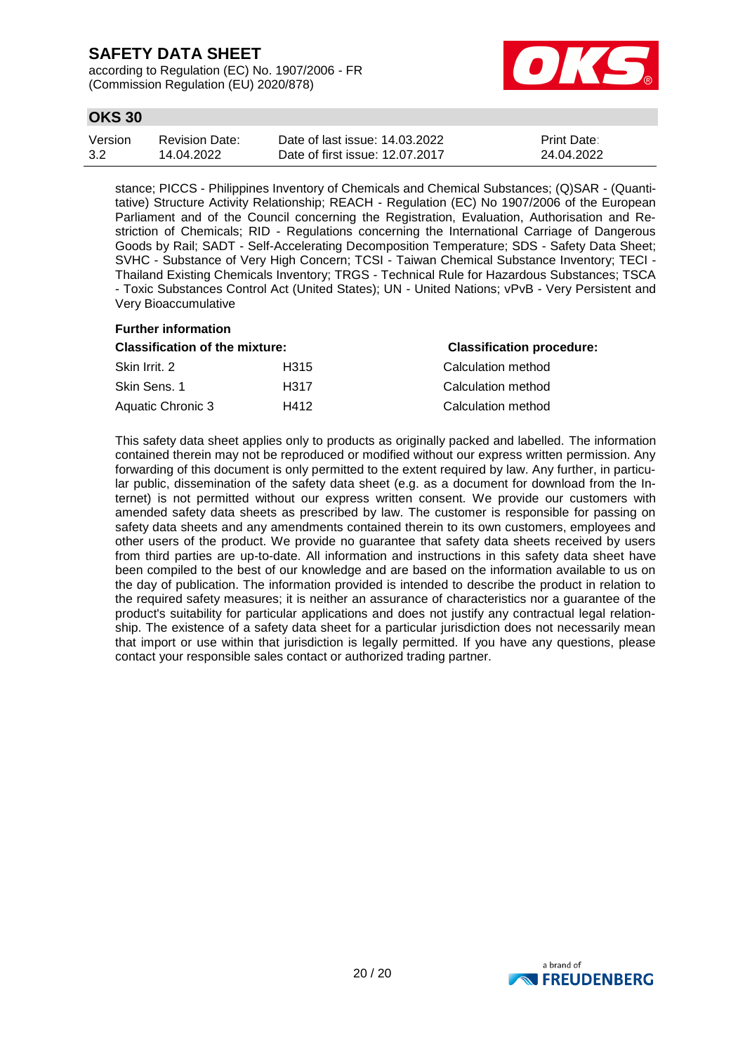stance; PICCS - Philippines Inventory of Chemicals and Chemical Substances; (Q)SAR - (Quantitative) Structure Activity Relationship; REACH - Regulation (EC) No 1907/2006 of the European Parliament and of the Council concerning the Registration, Evaluation, Authorisation and Restriction of Chemicals; RID - Regulations concerning the International Carriage of Dangerous Goods by Rail; SADT - Self-Accelerating Decomposition Temperature; SDS - Safety Data Sheet; SVHC - Substance of Very High Concern; TCSI - Taiwan Chemical Substance Inventory; TECI - Thailand Existing Chemicals Inventory; TRGS - Technical Rule for Hazardous Substances; TSCA - Toxic Substances Control Act (United States); UN - United Nations; vPvB - Very Persistent and Very Bioaccumulative

**Further information**

| **Classification of the mixture:** | | **Classification procedure:** |
|---|---|---|
| Skin Irrit. 2 | H315 | Calculation method |
| Skin Sens. 1 | H317 | Calculation method |
| Aquatic Chronic 3 | H412 | Calculation method |

This safety data sheet applies only to products as originally packed and labelled. The information contained therein may not be reproduced or modified without our express written permission. Any forwarding of this document is only permitted to the extent required by law. Any further, in particular public, dissemination of the safety data sheet (e.g. as a document for download from the Internet) is not permitted without our express written consent. We provide our customers with amended safety data sheets as prescribed by law. The customer is responsible for passing on safety data sheets and any amendments contained therein to its own customers, employees and other users of the product. We provide no guarantee that safety data sheets received by users from third parties are up-to-date. All information and instructions in this safety data sheet have been compiled to the best of our knowledge and are based on the information available to us on the day of publication. The information provided is intended to describe the product in relation to the required safety measures; it is neither an assurance of characteristics nor a guarantee of the product's suitability for particular applications and does not justify any contractual legal relationship. The existence of a safety data sheet for a particular jurisdiction does not necessarily mean that import or use within that jurisdiction is legally permitted. If you have any questions, please contact your responsible sales contact or authorized trading partner.